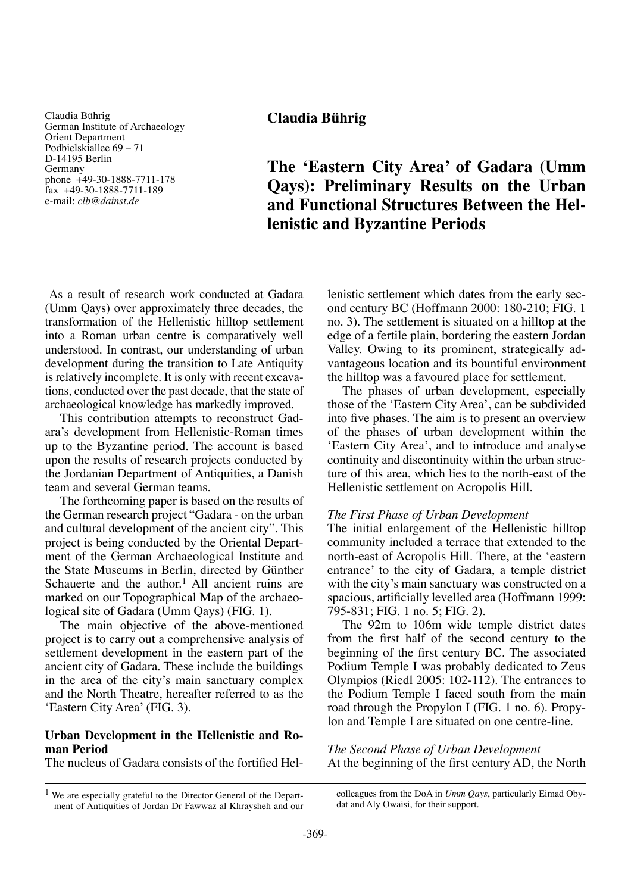Claudia Bührig
German Institute of Archaeology
Orient Department
Podbielskiallee 69 – 71
D-14195 Berlin
Germany
phone +49-30-1888-7711-178
fax +49-30-1888-7711-189
e-mail: *clb@dainst.de*

**Claudia Bührig**

# The 'Eastern City Area' of Gadara (Umm Qays): Preliminary Results on the Urban and Functional Structures Between the Hellenistic and Byzantine Periods

As a result of research work conducted at Gadara (Umm Qays) over approximately three decades, the transformation of the Hellenistic hilltop settlement into a Roman urban centre is comparatively well understood. In contrast, our understanding of urban development during the transition to Late Antiquity is relatively incomplete. It is only with recent excavations, conducted over the past decade, that the state of archaeological knowledge has markedly improved.

This contribution attempts to reconstruct Gadara's development from Hellenistic-Roman times up to the Byzantine period. The account is based upon the results of research projects conducted by the Jordanian Department of Antiquities, a Danish team and several German teams.

The forthcoming paper is based on the results of the German research project "Gadara - on the urban and cultural development of the ancient city". This project is being conducted by the Oriental Department of the German Archaeological Institute and the State Museums in Berlin, directed by Günther Schauerte and the author.[1] All ancient ruins are marked on our Topographical Map of the archaeological site of Gadara (Umm Qays) (FIG. 1).

The main objective of the above-mentioned project is to carry out a comprehensive analysis of settlement development in the eastern part of the ancient city of Gadara. These include the buildings in the area of the city's main sanctuary complex and the North Theatre, hereafter referred to as the 'Eastern City Area' (FIG. 3).

## Urban Development in the Hellenistic and Roman Period

The nucleus of Gadara consists of the fortified Hellenistic settlement which dates from the early second century BC (Hoffmann 2000: 180-210; FIG. 1 no. 3). The settlement is situated on a hilltop at the edge of a fertile plain, bordering the eastern Jordan Valley. Owing to its prominent, strategically advantageous location and its bountiful environment the hilltop was a favoured place for settlement.

The phases of urban development, especially those of the 'Eastern City Area', can be subdivided into five phases. The aim is to present an overview of the phases of urban development within the 'Eastern City Area', and to introduce and analyse continuity and discontinuity within the urban structure of this area, which lies to the north-east of the Hellenistic settlement on Acropolis Hill.

### *The First Phase of Urban Development*

The initial enlargement of the Hellenistic hilltop community included a terrace that extended to the north-east of Acropolis Hill. There, at the 'eastern entrance' to the city of Gadara, a temple district with the city's main sanctuary was constructed on a spacious, artificially levelled area (Hoffmann 1999: 795-831; FIG. 1 no. 5; FIG. 2).

The 92m to 106m wide temple district dates from the first half of the second century to the beginning of the first century BC. The associated Podium Temple I was probably dedicated to Zeus Olympios (Riedl 2005: 102-112). The entrances to the Podium Temple I faced south from the main road through the Propylon I (FIG. 1 no. 6). Propylon and Temple I are situated on one centre-line.

### *The Second Phase of Urban Development*

At the beginning of the first century AD, the North

---

[1] We are especially grateful to the Director General of the Department of Antiquities of Jordan Dr Fawwaz al Khraysheh and our colleagues from the DoA in *Umm Qays*, particularly Eimad Obydat and Aly Owaisi, for their support.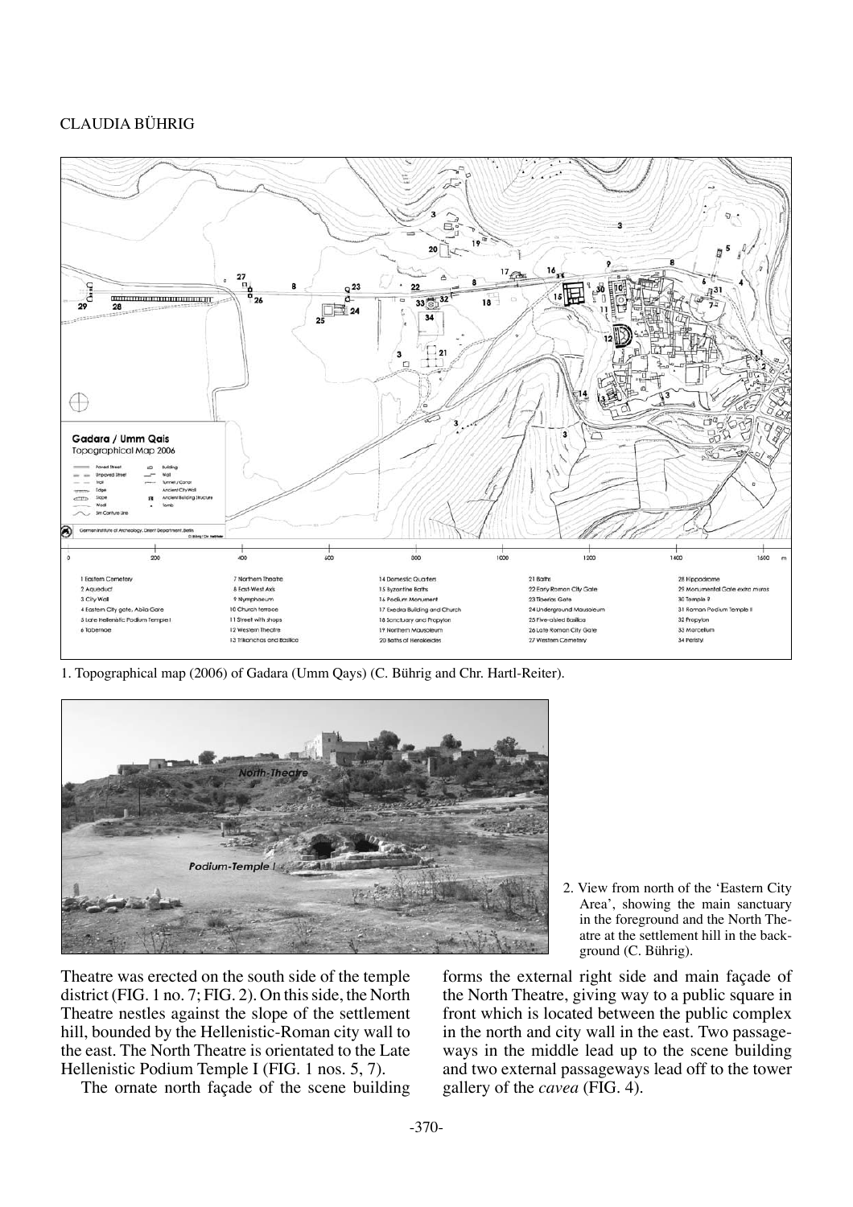1. Topographical map (2006) of Gadara (Umm Qays) (C. Bührig and Chr. Hartl-Reiter).

2. View from north of the 'Eastern City Area', showing the main sanctuary in the foreground and the North Theatre at the settlement hill in the background (C. Bührig).

Theatre was erected on the south side of the temple district (FIG. 1 no. 7; FIG. 2). On this side, the North Theatre nestles against the slope of the settlement hill, bounded by the Hellenistic-Roman city wall to the east. The North Theatre is orientated to the Late Hellenistic Podium Temple I (FIG. 1 nos. 5, 7).

The ornate north façade of the scene building forms the external right side and main façade of the North Theatre, giving way to a public square in front which is located between the public complex in the north and city wall in the east. Two passageways in the middle lead up to the scene building and two external passageways lead off to the tower gallery of the *cavea* (FIG. 4).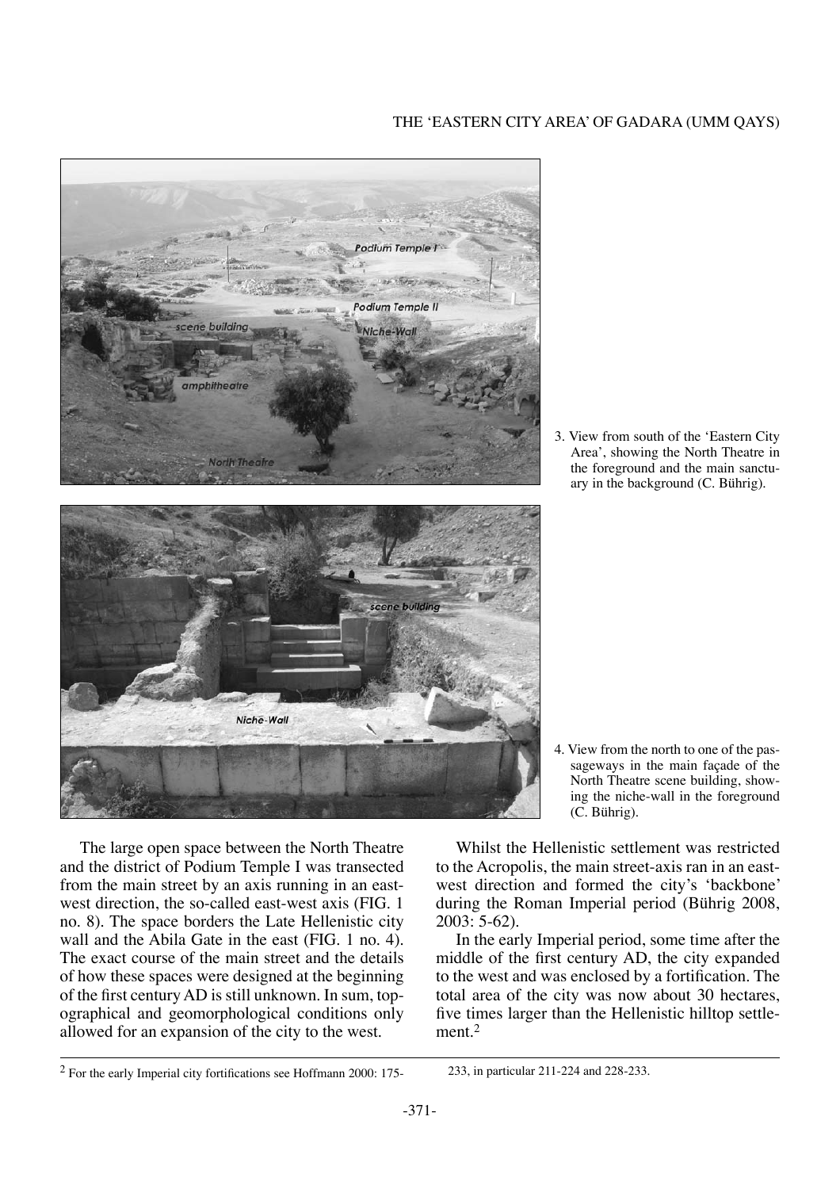3. View from south of the 'Eastern City Area', showing the North Theatre in the foreground and the main sanctuary in the background (C. Bührig).

4. View from the north to one of the passageways in the main façade of the North Theatre scene building, showing the niche-wall in the foreground (C. Bührig).

The large open space between the North Theatre and the district of Podium Temple I was transected from the main street by an axis running in an east-west direction, the so-called east-west axis (FIG. 1 no. 8). The space borders the Late Hellenistic city wall and the Abila Gate in the east (FIG. 1 no. 4). The exact course of the main street and the details of how these spaces were designed at the beginning of the first century AD is still unknown. In sum, topographical and geomorphological conditions only allowed for an expansion of the city to the west.

Whilst the Hellenistic settlement was restricted to the Acropolis, the main street-axis ran in an east-west direction and formed the city's 'backbone' during the Roman Imperial period (Bührig 2008, 2003: 5-62).

In the early Imperial period, some time after the middle of the first century AD, the city expanded to the west and was enclosed by a fortification. The total area of the city was now about 30 hectares, five times larger than the Hellenistic hilltop settlement.[2]

[2] For the early Imperial city fortifications see Hoffmann 2000: 175-233, in particular 211-224 and 228-233.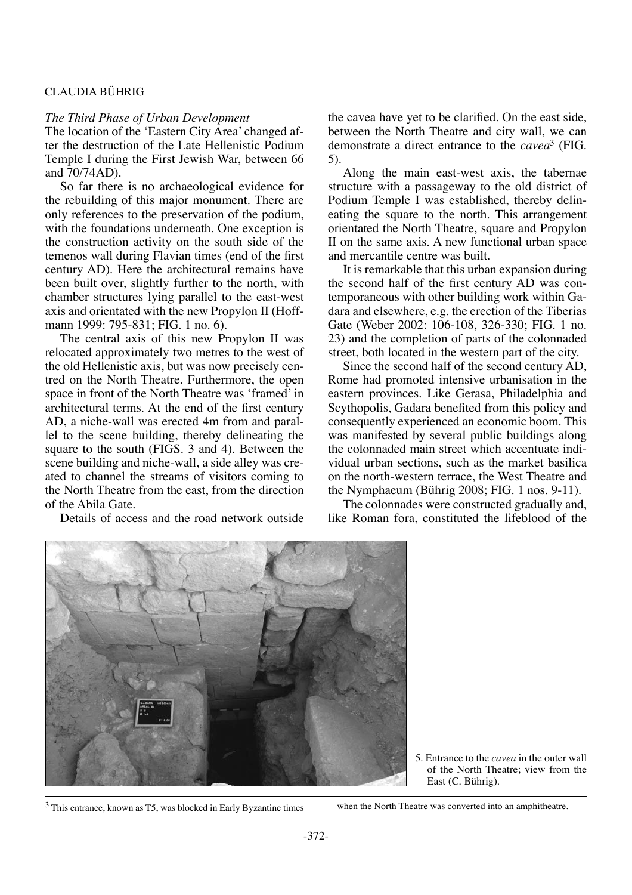### *The Third Phase of Urban Development*

The location of the 'Eastern City Area' changed after the destruction of the Late Hellenistic Podium Temple I during the First Jewish War, between 66 and 70/74AD).

So far there is no archaeological evidence for the rebuilding of this major monument. There are only references to the preservation of the podium, with the foundations underneath. One exception is the construction activity on the south side of the temenos wall during Flavian times (end of the first century AD). Here the architectural remains have been built over, slightly further to the north, with chamber structures lying parallel to the east-west axis and orientated with the new Propylon II (Hoffmann 1999: 795-831; FIG. 1 no. 6).

The central axis of this new Propylon II was relocated approximately two metres to the west of the old Hellenistic axis, but was now precisely centred on the North Theatre. Furthermore, the open space in front of the North Theatre was 'framed' in architectural terms. At the end of the first century AD, a niche-wall was erected 4m from and parallel to the scene building, thereby delineating the square to the south (FIGS. 3 and 4). Between the scene building and niche-wall, a side alley was created to channel the streams of visitors coming to the North Theatre from the east, from the direction of the Abila Gate.

Details of access and the road network outside the cavea have yet to be clarified. On the east side, between the North Theatre and city wall, we can demonstrate a direct entrance to the *cavea*[3] (FIG. 5).

Along the main east-west axis, the tabernae structure with a passageway to the old district of Podium Temple I was established, thereby delineating the square to the north. This arrangement orientated the North Theatre, square and Propylon II on the same axis. A new functional urban space and mercantile centre was built.

It is remarkable that this urban expansion during the second half of the first century AD was contemporaneous with other building work within Gadara and elsewhere, e.g. the erection of the Tiberias Gate (Weber 2002: 106-108, 326-330; FIG. 1 no. 23) and the completion of parts of the colonnaded street, both located in the western part of the city.

Since the second half of the second century AD, Rome had promoted intensive urbanisation in the eastern provinces. Like Gerasa, Philadelphia and Scythopolis, Gadara benefited from this policy and consequently experienced an economic boom. This was manifested by several public buildings along the colonnaded main street which accentuate individual urban sections, such as the market basilica on the north-western terrace, the West Theatre and the Nymphaeum (Bührig 2008; FIG. 1 nos. 9-11).

The colonnades were constructed gradually and, like Roman fora, constituted the lifeblood of the

5. Entrance to the *cavea* in the outer wall of the North Theatre; view from the East (C. Bührig).

[3] This entrance, known as T5, was blocked in Early Byzantine times when the North Theatre was converted into an amphitheatre.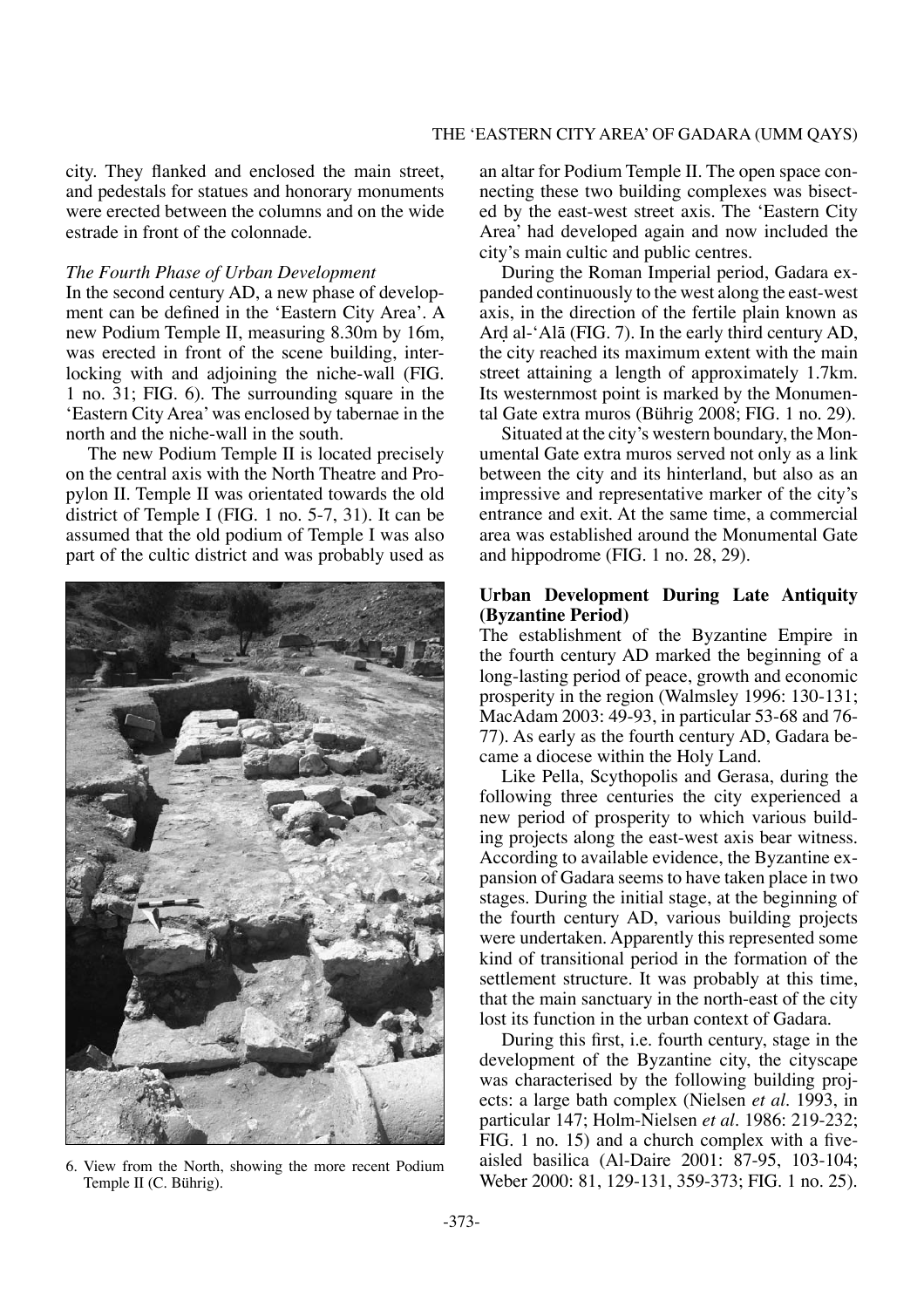city. They flanked and enclosed the main street, and pedestals for statues and honorary monuments were erected between the columns and on the wide estrade in front of the colonnade.

### *The Fourth Phase of Urban Development*

In the second century AD, a new phase of development can be defined in the 'Eastern City Area'. A new Podium Temple II, measuring 8.30m by 16m, was erected in front of the scene building, interlocking with and adjoining the niche-wall (FIG. 1 no. 31; FIG. 6). The surrounding square in the 'Eastern City Area' was enclosed by tabernae in the north and the niche-wall in the south.

The new Podium Temple II is located precisely on the central axis with the North Theatre and Propylon II. Temple II was orientated towards the old district of Temple I (FIG. 1 no. 5-7, 31). It can be assumed that the old podium of Temple I was also part of the cultic district and was probably used as an altar for Podium Temple II. The open space connecting these two building complexes was bisected by the east-west street axis. The 'Eastern City Area' had developed again and now included the city's main cultic and public centres.

During the Roman Imperial period, Gadara expanded continuously to the west along the east-west axis, in the direction of the fertile plain known as Arḍ al-'Alā (FIG. 7). In the early third century AD, the city reached its maximum extent with the main street attaining a length of approximately 1.7km. Its westernmost point is marked by the Monumental Gate extra muros (Bührig 2008; FIG. 1 no. 29).

Situated at the city's western boundary, the Monumental Gate extra muros served not only as a link between the city and its hinterland, but also as an impressive and representative marker of the city's entrance and exit. At the same time, a commercial area was established around the Monumental Gate and hippodrome (FIG. 1 no. 28, 29).

6. View from the North, showing the more recent Podium Temple II (C. Bührig).

## Urban Development During Late Antiquity (Byzantine Period)

The establishment of the Byzantine Empire in the fourth century AD marked the beginning of a long-lasting period of peace, growth and economic prosperity in the region (Walmsley 1996: 130-131; MacAdam 2003: 49-93, in particular 53-68 and 76-77). As early as the fourth century AD, Gadara became a diocese within the Holy Land.

Like Pella, Scythopolis and Gerasa, during the following three centuries the city experienced a new period of prosperity to which various building projects along the east-west axis bear witness. According to available evidence, the Byzantine expansion of Gadara seems to have taken place in two stages. During the initial stage, at the beginning of the fourth century AD, various building projects were undertaken. Apparently this represented some kind of transitional period in the formation of the settlement structure. It was probably at this time, that the main sanctuary in the north-east of the city lost its function in the urban context of Gadara.

During this first, i.e. fourth century, stage in the development of the Byzantine city, the cityscape was characterised by the following building projects: a large bath complex (Nielsen *et al.* 1993, in particular 147; Holm-Nielsen *et al.* 1986: 219-232; FIG. 1 no. 15) and a church complex with a five-aisled basilica (Al-Daire 2001: 87-95, 103-104; Weber 2000: 81, 129-131, 359-373; FIG. 1 no. 25).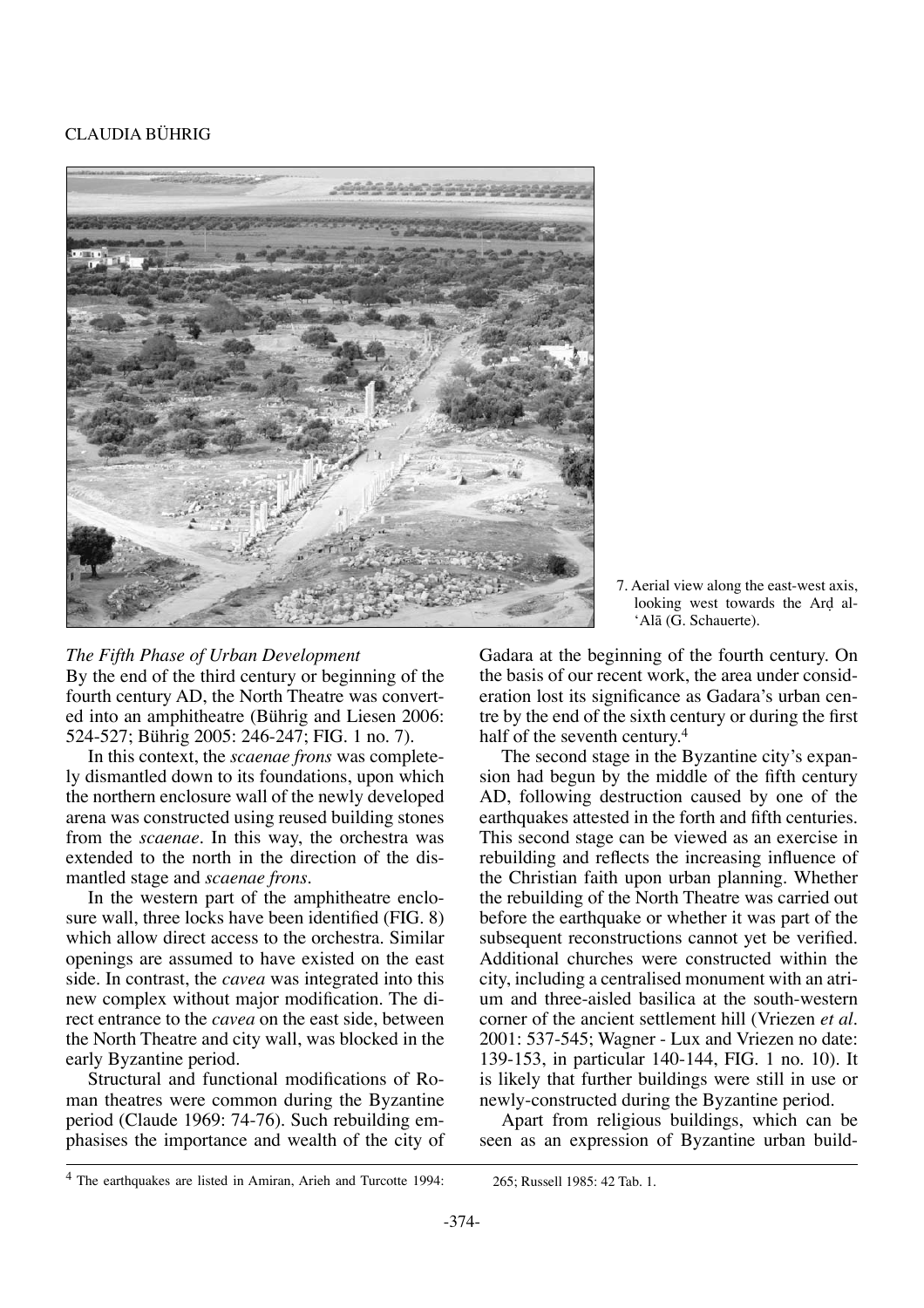7. Aerial view along the east-west axis, looking west towards the Arḍ al-'Alā (G. Schauerte).

*The Fifth Phase of Urban Development*

By the end of the third century or beginning of the fourth century AD, the North Theatre was converted into an amphitheatre (Bührig and Liesen 2006: 524-527; Bührig 2005: 246-247; FIG. 1 no. 7).

In this context, the *scaenae frons* was completely dismantled down to its foundations, upon which the northern enclosure wall of the newly developed arena was constructed using reused building stones from the *scaenae*. In this way, the orchestra was extended to the north in the direction of the dismantled stage and *scaenae frons*.

In the western part of the amphitheatre enclosure wall, three locks have been identified (FIG. 8) which allow direct access to the orchestra. Similar openings are assumed to have existed on the east side. In contrast, the *cavea* was integrated into this new complex without major modification. The direct entrance to the *cavea* on the east side, between the North Theatre and city wall, was blocked in the early Byzantine period.

Structural and functional modifications of Roman theatres were common during the Byzantine period (Claude 1969: 74-76). Such rebuilding emphasises the importance and wealth of the city of Gadara at the beginning of the fourth century. On the basis of our recent work, the area under consideration lost its significance as Gadara's urban centre by the end of the sixth century or during the first half of the seventh century.[4]

The second stage in the Byzantine city's expansion had begun by the middle of the fifth century AD, following destruction caused by one of the earthquakes attested in the forth and fifth centuries. This second stage can be viewed as an exercise in rebuilding and reflects the increasing influence of the Christian faith upon urban planning. Whether the rebuilding of the North Theatre was carried out before the earthquake or whether it was part of the subsequent reconstructions cannot yet be verified. Additional churches were constructed within the city, including a centralised monument with an atrium and three-aisled basilica at the south-western corner of the ancient settlement hill (Vriezen *et al*. 2001: 537-545; Wagner - Lux and Vriezen no date: 139-153, in particular 140-144, FIG. 1 no. 10). It is likely that further buildings were still in use or newly-constructed during the Byzantine period.

Apart from religious buildings, which can be seen as an expression of Byzantine urban build-

[4] The earthquakes are listed in Amiran, Arieh and Turcotte 1994: 265; Russell 1985: 42 Tab. 1.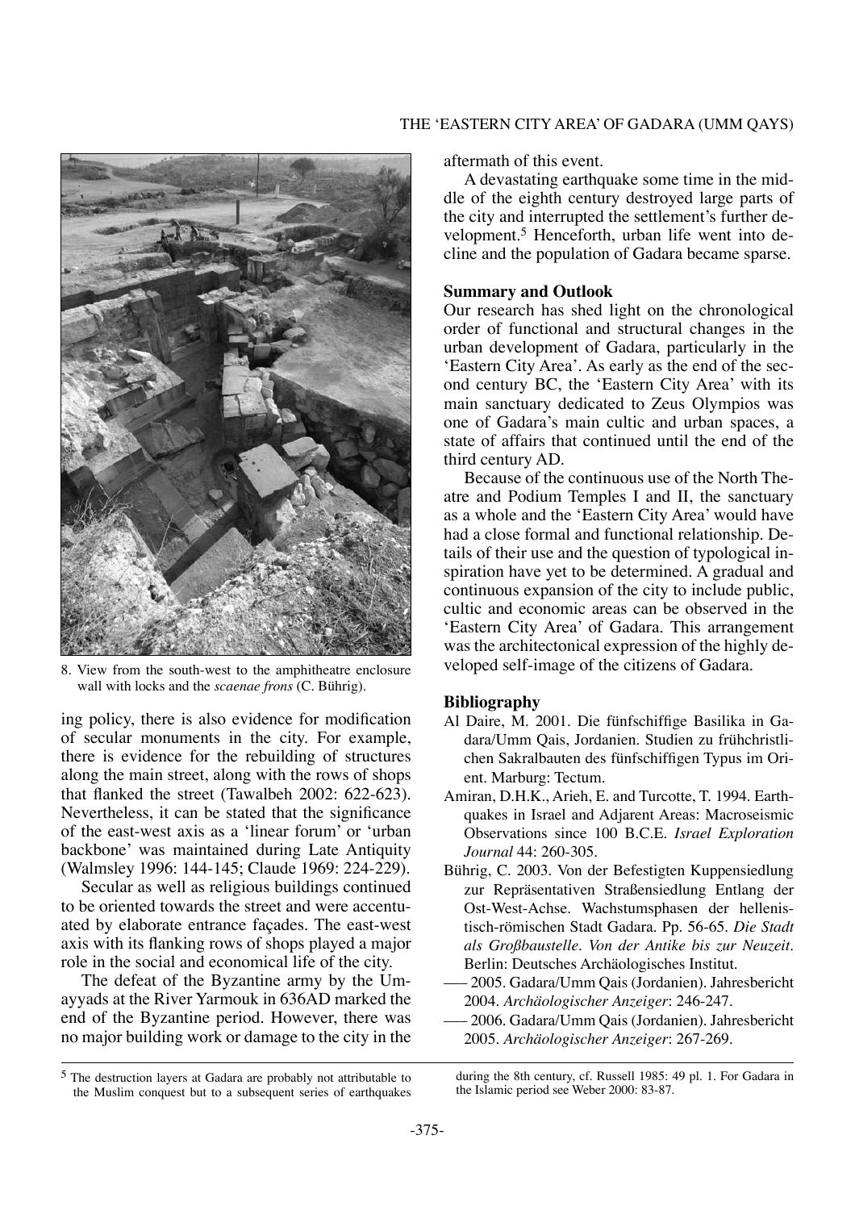8. View from the south-west to the amphitheatre enclosure wall with locks and the *scaenae frons* (C. Bührig).

ing policy, there is also evidence for modification of secular monuments in the city. For example, there is evidence for the rebuilding of structures along the main street, along with the rows of shops that flanked the street (Tawalbeh 2002: 622-623). Nevertheless, it can be stated that the significance of the east-west axis as a 'linear forum' or 'urban backbone' was maintained during Late Antiquity (Walmsley 1996: 144-145; Claude 1969: 224-229).

Secular as well as religious buildings continued to be oriented towards the street and were accentuated by elaborate entrance façades. The east-west axis with its flanking rows of shops played a major role in the social and economical life of the city.

The defeat of the Byzantine army by the Umayyads at the River Yarmouk in 636AD marked the end of the Byzantine period. However, there was no major building work or damage to the city in the aftermath of this event.

A devastating earthquake some time in the middle of the eighth century destroyed large parts of the city and interrupted the settlement's further development.[5] Henceforth, urban life went into decline and the population of Gadara became sparse.

### Summary and Outlook

Our research has shed light on the chronological order of functional and structural changes in the urban development of Gadara, particularly in the 'Eastern City Area'. As early as the end of the second century BC, the 'Eastern City Area' with its main sanctuary dedicated to Zeus Olympios was one of Gadara's main cultic and urban spaces, a state of affairs that continued until the end of the third century AD.

Because of the continuous use of the North Theatre and Podium Temples I and II, the sanctuary as a whole and the 'Eastern City Area' would have had a close formal and functional relationship. Details of their use and the question of typological inspiration have yet to be determined. A gradual and continuous expansion of the city to include public, cultic and economic areas can be observed in the 'Eastern City Area' of Gadara. This arrangement was the architectonical expression of the highly developed self-image of the citizens of Gadara.

### Bibliography

Al Daire, M. 2001. Die fünfschiffige Basilika in Gadara/Umm Qais, Jordanien. Studien zu frühchristlichen Sakralbauten des fünfschiffigen Typus im Orient. Marburg: Tectum.

Amiran, D.H.K., Arieh, E. and Turcotte, T. 1994. Earthquakes in Israel and Adjarent Areas: Macroseismic Observations since 100 B.C.E. *Israel Exploration Journal* 44: 260-305.

Bührig, C. 2003. Von der Befestigten Kuppensiedlung zur Repräsentativen Straßensiedlung Entlang der Ost-West-Achse. Wachstumsphasen der hellenistisch-römischen Stadt Gadara. Pp. 56-65. *Die Stadt als Großbaustelle. Von der Antike bis zur Neuzeit*. Berlin: Deutsches Archäologisches Institut.

—— 2005. Gadara/Umm Qais (Jordanien). Jahresbericht 2004. *Archäologischer Anzeiger*: 246-247.

—— 2006. Gadara/Umm Qais (Jordanien). Jahresbericht 2005. *Archäologischer Anzeiger*: 267-269.

---

[5] The destruction layers at Gadara are probably not attributable to the Muslim conquest but to a subsequent series of earthquakes during the 8th century, cf. Russell 1985: 49 pl. 1. For Gadara in the Islamic period see Weber 2000: 83-87.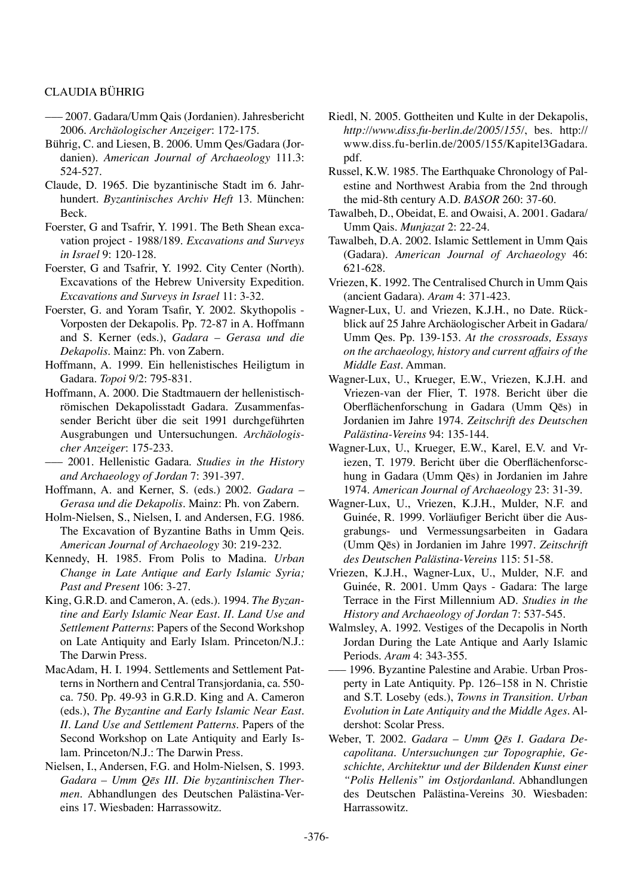—— 2007. Gadara/Umm Qais (Jordanien). Jahresbericht 2006. *Archäologischer Anzeiger*: 172-175.

Bührig, C. and Liesen, B. 2006. Umm Qes/Gadara (Jordanien). *American Journal of Archaeology* 111.3: 524-527.

Claude, D. 1965. Die byzantinische Stadt im 6. Jahrhundert. *Byzantinisches Archiv Heft* 13. München: Beck.

Foerster, G and Tsafrir, Y. 1991. The Beth Shean excavation project - 1988/189. *Excavations and Surveys in Israel* 9: 120-128.

Foerster, G and Tsafrir, Y. 1992. City Center (North). Excavations of the Hebrew University Expedition. *Excavations and Surveys in Israel* 11: 3-32.

Foerster, G. and Yoram Tsafir, Y. 2002. Skythopolis - Vorposten der Dekapolis. Pp. 72-87 in A. Hoffmann and S. Kerner (eds.), *Gadara – Gerasa und die Dekapolis*. Mainz: Ph. von Zabern.

Hoffmann, A. 1999. Ein hellenistisches Heiligtum in Gadara. *Topoi* 9/2: 795-831.

Hoffmann, A. 2000. Die Stadtmauern der hellenistisch-römischen Dekapolisstadt Gadara. Zusammenfassender Bericht über die seit 1991 durchgeführten Ausgrabungen und Untersuchungen. *Archäologischer Anzeiger*: 175-233.

—— 2001. Hellenistic Gadara. *Studies in the History and Archaeology of Jordan* 7: 391-397.

Hoffmann, A. and Kerner, S. (eds.) 2002. *Gadara – Gerasa und die Dekapolis*. Mainz: Ph. von Zabern.

Holm-Nielsen, S., Nielsen, I. and Andersen, F.G. 1986. The Excavation of Byzantine Baths in Umm Qeis. *American Journal of Archaeology* 30: 219-232.

Kennedy, H. 1985. From Polis to Madina. *Urban Change in Late Antique and Early Islamic Syria; Past and Present* 106: 3-27.

King, G.R.D. and Cameron, A. (eds.). 1994. *The Byzantine and Early Islamic Near East*. *II*. *Land Use and Settlement Patterns*: Papers of the Second Workshop on Late Antiquity and Early Islam. Princeton/N.J.: The Darwin Press.

MacAdam, H. I. 1994. Settlements and Settlement Patterns in Northern and Central Transjordania, ca. 550-ca. 750. Pp. 49-93 in G.R.D. King and A. Cameron (eds.), *The Byzantine and Early Islamic Near East*. *II*. *Land Use and Settlement Patterns*. Papers of the Second Workshop on Late Antiquity and Early Islam. Princeton/N.J.: The Darwin Press.

Nielsen, I., Andersen, F.G. and Holm-Nielsen, S. 1993. *Gadara – Umm Qēs III*. *Die byzantinischen Thermen*. Abhandlungen des Deutschen Palästina-Vereins 17. Wiesbaden: Harrassowitz.

Riedl, N. 2005. Gottheiten und Kulte in der Dekapolis, *http://www.diss.fu-berlin.de/2005/155/*, bes. http://www.diss.fu-berlin.de/2005/155/Kapitel3Gadara.pdf.

Russel, K.W. 1985. The Earthquake Chronology of Palestine and Northwest Arabia from the 2nd through the mid-8th century A.D. *BASOR* 260: 37-60.

Tawalbeh, D., Obeidat, E. and Owaisi, A. 2001. Gadara/Umm Qais. *Munjazat* 2: 22-24.

Tawalbeh, D.A. 2002. Islamic Settlement in Umm Qais (Gadara). *American Journal of Archaeology* 46: 621-628.

Vriezen, K. 1992. The Centralised Church in Umm Qais (ancient Gadara). *Aram* 4: 371-423.

Wagner-Lux, U. and Vriezen, K.J.H., no Date. Rückblick auf 25 Jahre Archäologischer Arbeit in Gadara/Umm Qes. Pp. 139-153. *At the crossroads, Essays on the archaeology, history and current affairs of the Middle East*. Amman.

Wagner-Lux, U., Krueger, E.W., Vriezen, K.J.H. and Vriezen-van der Flier, T. 1978. Bericht über die Oberflächenforschung in Gadara (Umm Qēs) in Jordanien im Jahre 1974. *Zeitschrift des Deutschen Palästina-Vereins* 94: 135-144.

Wagner-Lux, U., Krueger, E.W., Karel, E.V. and Vriezen, T. 1979. Bericht über die Oberflächenforschung in Gadara (Umm Qēs) in Jordanien im Jahre 1974. *American Journal of Archaeology* 23: 31-39.

Wagner-Lux, U., Vriezen, K.J.H., Mulder, N.F. and Guinée, R. 1999. Vorläufiger Bericht über die Ausgrabungs- und Vermessungsarbeiten in Gadara (Umm Qēs) in Jordanien im Jahre 1997. *Zeitschrift des Deutschen Palästina-Vereins* 115: 51-58.

Vriezen, K.J.H., Wagner-Lux, U., Mulder, N.F. and Guinée, R. 2001. Umm Qays - Gadara: The large Terrace in the First Millennium AD. *Studies in the History and Archaeology of Jordan* 7: 537-545.

Walmsley, A. 1992. Vestiges of the Decapolis in North Jordan During the Late Antique and Aarly Islamic Periods. *Aram* 4: 343-355.

—— 1996. Byzantine Palestine and Arabie. Urban Prosperty in Late Antiquity. Pp. 126–158 in N. Christie and S.T. Loseby (eds.), *Towns in Transition*. *Urban Evolution in Late Antiquity and the Middle Ages*. Aldershot: Scolar Press.

Weber, T. 2002. *Gadara – Umm Qēs I*. *Gadara Decapolitana*. *Untersuchungen zur Topographie, Geschichte, Architektur und der Bildenden Kunst einer "Polis Hellenis" im Ostjordanland*. Abhandlungen des Deutschen Palästina-Vereins 30. Wiesbaden: Harrassowitz.